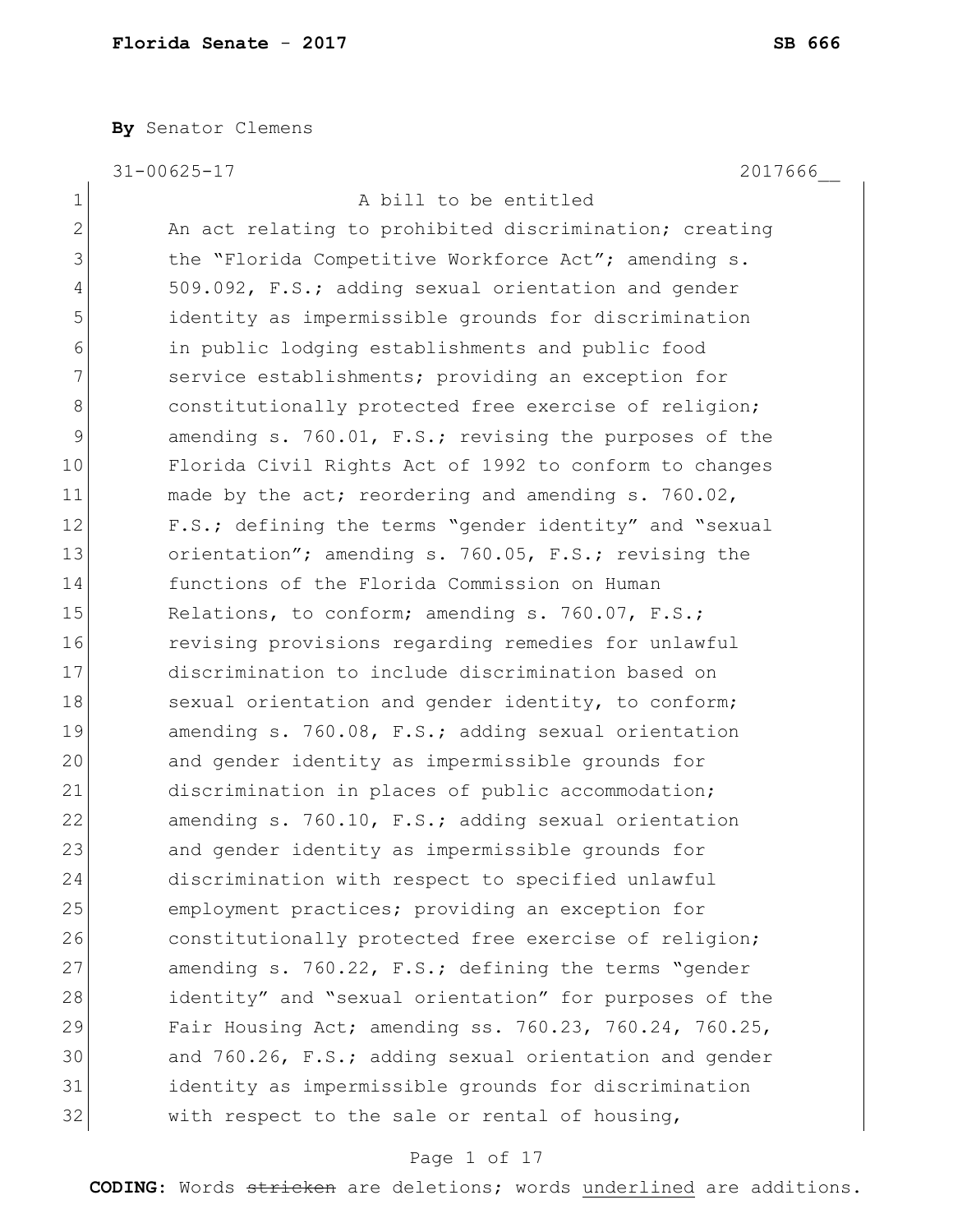**By** Senator Clemens

31-00625-17 2017666__

1 A bill to be entitled
2 An act relating to prohibited discrimination; creating
3 the "Florida Competitive Workforce Act"; amending s.
4 509.092, F.S.; adding sexual orientation and gender
5 identity as impermissible grounds for discrimination
6 in public lodging establishments and public food
7 service establishments; providing an exception for
8 constitutionally protected free exercise of religion;
9 amending s. 760.01, F.S.; revising the purposes of the
10 Florida Civil Rights Act of 1992 to conform to changes
11 made by the act; reordering and amending s. 760.02,
12 F.S.; defining the terms "gender identity" and "sexual
13 orientation"; amending s. 760.05, F.S.; revising the
14 functions of the Florida Commission on Human
15 Relations, to conform; amending s. 760.07, F.S.;
16 revising provisions regarding remedies for unlawful
17 discrimination to include discrimination based on
18 sexual orientation and gender identity, to conform;
19 amending s. 760.08, F.S.; adding sexual orientation
20 and gender identity as impermissible grounds for
21 discrimination in places of public accommodation;
22 amending s. 760.10, F.S.; adding sexual orientation
23 and gender identity as impermissible grounds for
24 discrimination with respect to specified unlawful
25 employment practices; providing an exception for
26 constitutionally protected free exercise of religion;
27 amending s. 760.22, F.S.; defining the terms "gender
28 identity" and "sexual orientation" for purposes of the
29 Fair Housing Act; amending ss. 760.23, 760.24, 760.25,
30 and 760.26, F.S.; adding sexual orientation and gender
31 identity as impermissible grounds for discrimination
32 with respect to the sale or rental of housing,

**CODING:** Words ~~stricken~~ are deletions; words underlined are additions.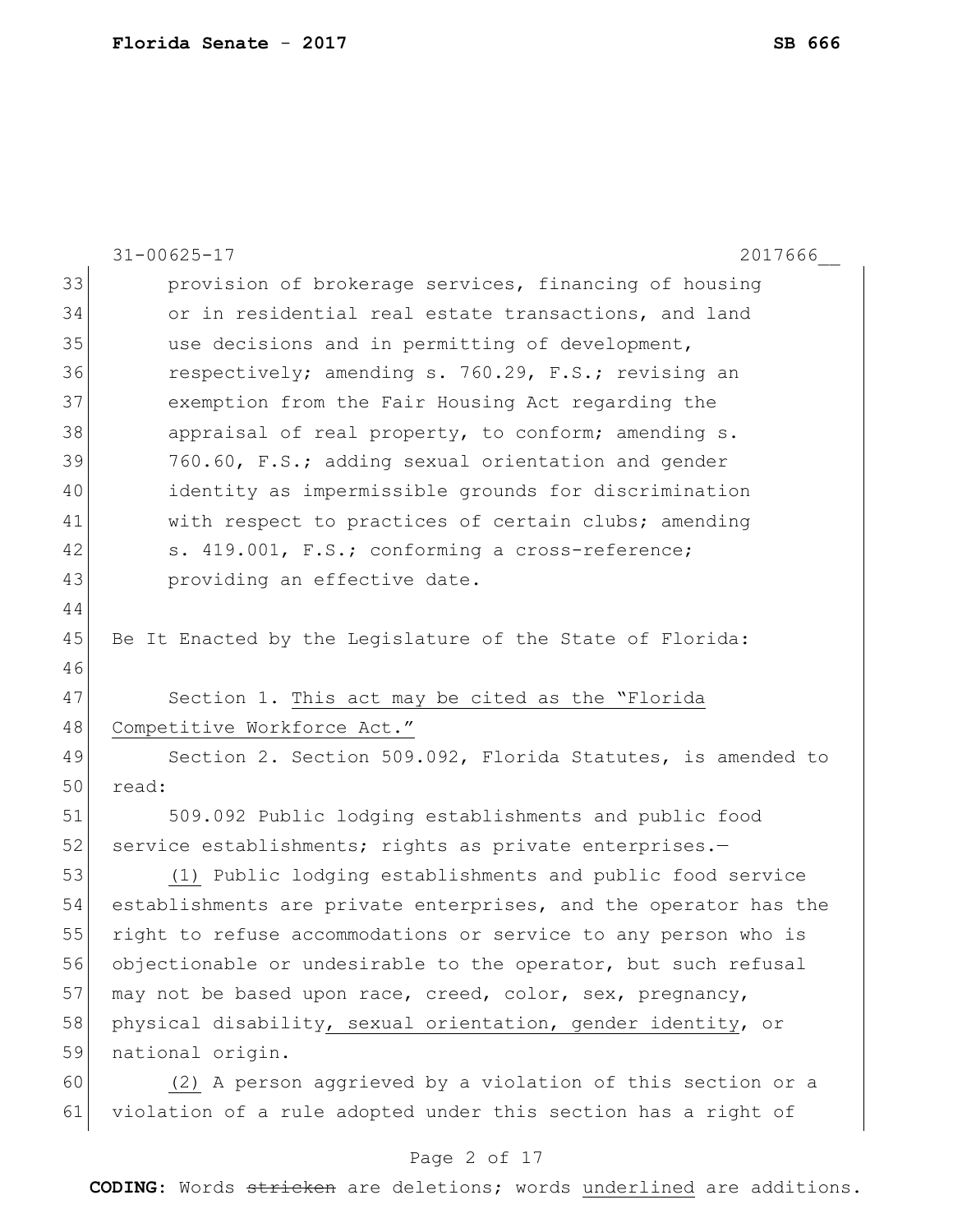provision of brokerage services, financing of housing or in residential real estate transactions, and land use decisions and in permitting of development, respectively; amending s. 760.29, F.S.; revising an exemption from the Fair Housing Act regarding the appraisal of real property, to conform; amending s. 760.60, F.S.; adding sexual orientation and gender identity as impermissible grounds for discrimination with respect to practices of certain clubs; amending s. 419.001, F.S.; conforming a cross-reference; providing an effective date.

Be It Enacted by the Legislature of the State of Florida:

Section 1. <u>This act may be cited as the "Florida Competitive Workforce Act."</u>

Section 2. Section 509.092, Florida Statutes, is amended to read:

509.092 Public lodging establishments and public food service establishments; rights as private enterprises.—

<u>(1)</u> Public lodging establishments and public food service establishments are private enterprises, and the operator has the right to refuse accommodations or service to any person who is objectionable or undesirable to the operator, but such refusal may not be based upon race, creed, color, sex, pregnancy, physical disability<u>, sexual orientation, gender identity</u>, or national origin.

<u>(2)</u> A person aggrieved by a violation of this section or a violation of a rule adopted under this section has a right of

**CODING:** Words ~~stricken~~ are deletions; words <u>underlined</u> are additions.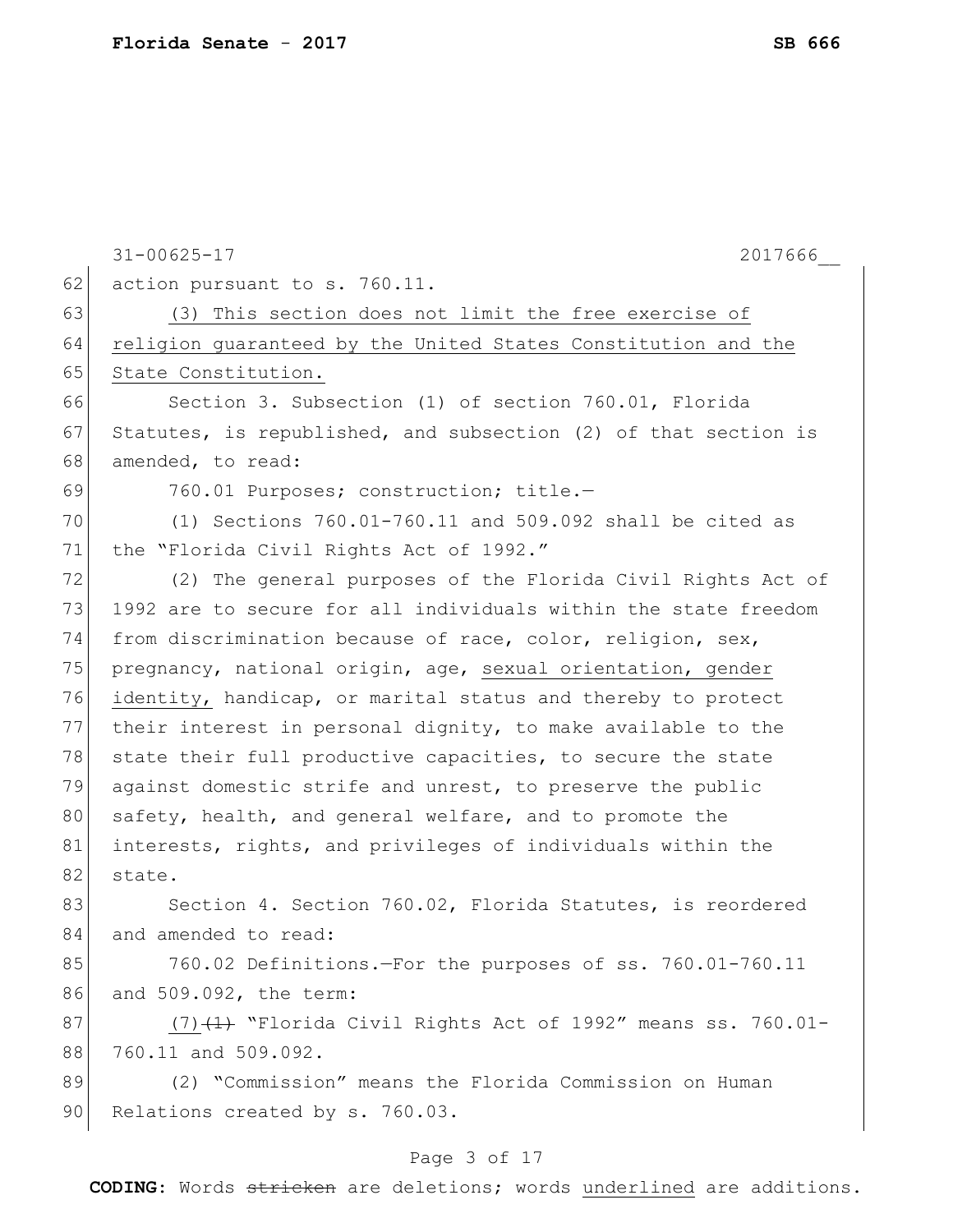action pursuant to s. 760.11.

(3) This section does not limit the free exercise of religion guaranteed by the United States Constitution and the State Constitution.

Section 3. Subsection (1) of section 760.01, Florida Statutes, is republished, and subsection (2) of that section is amended, to read:

760.01 Purposes; construction; title.—

(1) Sections 760.01-760.11 and 509.092 shall be cited as the "Florida Civil Rights Act of 1992."

(2) The general purposes of the Florida Civil Rights Act of 1992 are to secure for all individuals within the state freedom from discrimination because of race, color, religion, sex, pregnancy, national origin, age, sexual orientation, gender identity, handicap, or marital status and thereby to protect their interest in personal dignity, to make available to the state their full productive capacities, to secure the state against domestic strife and unrest, to preserve the public safety, health, and general welfare, and to promote the interests, rights, and privileges of individuals within the state.

Section 4. Section 760.02, Florida Statutes, is reordered and amended to read:

760.02 Definitions.—For the purposes of ss. 760.01-760.11 and 509.092, the term:

(7) ~~(1)~~ "Florida Civil Rights Act of 1992" means ss. 760.01-760.11 and 509.092.

(2) "Commission" means the Florida Commission on Human Relations created by s. 760.03.

**CODING:** Words ~~stricken~~ are deletions; words underlined are additions.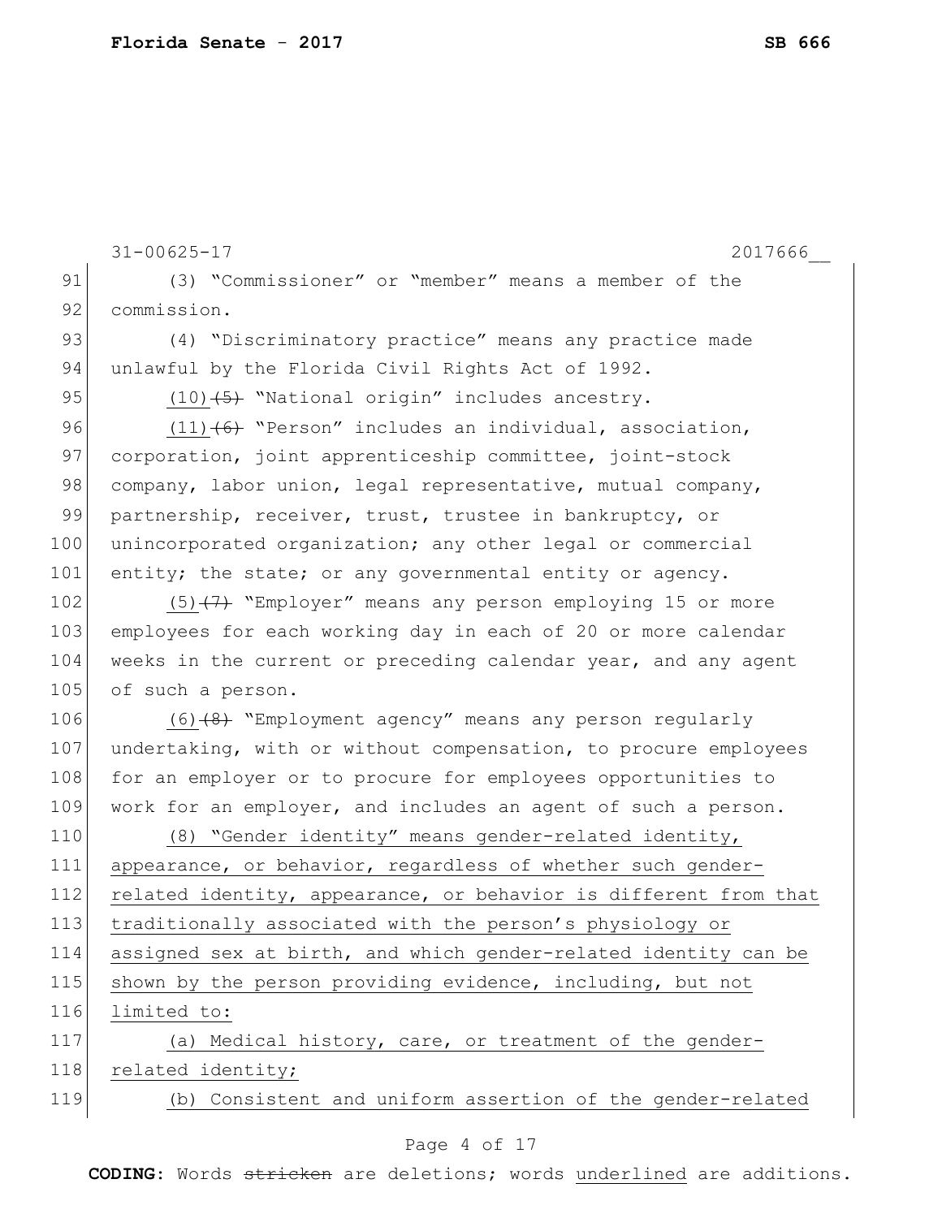(3) "Commissioner" or "member" means a member of the commission.

(4) "Discriminatory practice" means any practice made unlawful by the Florida Civil Rights Act of 1992.

<u>(10)</u>~~(5)~~ "National origin" includes ancestry.

<u>(11)</u>~~(6)~~ "Person" includes an individual, association, corporation, joint apprenticeship committee, joint-stock company, labor union, legal representative, mutual company, partnership, receiver, trust, trustee in bankruptcy, or unincorporated organization; any other legal or commercial entity; the state; or any governmental entity or agency.

<u>(5)</u>~~(7)~~ "Employer" means any person employing 15 or more employees for each working day in each of 20 or more calendar weeks in the current or preceding calendar year, and any agent of such a person.

<u>(6)</u>~~(8)~~ "Employment agency" means any person regularly undertaking, with or without compensation, to procure employees for an employer or to procure for employees opportunities to work for an employer, and includes an agent of such a person.

<u>(8) "Gender identity" means gender-related identity, appearance, or behavior, regardless of whether such gender-related identity, appearance, or behavior is different from that traditionally associated with the person's physiology or assigned sex at birth, and which gender-related identity can be shown by the person providing evidence, including, but not limited to:</u>

<u>(a) Medical history, care, or treatment of the gender-related identity;</u>

<u>(b) Consistent and uniform assertion of the gender-related</u>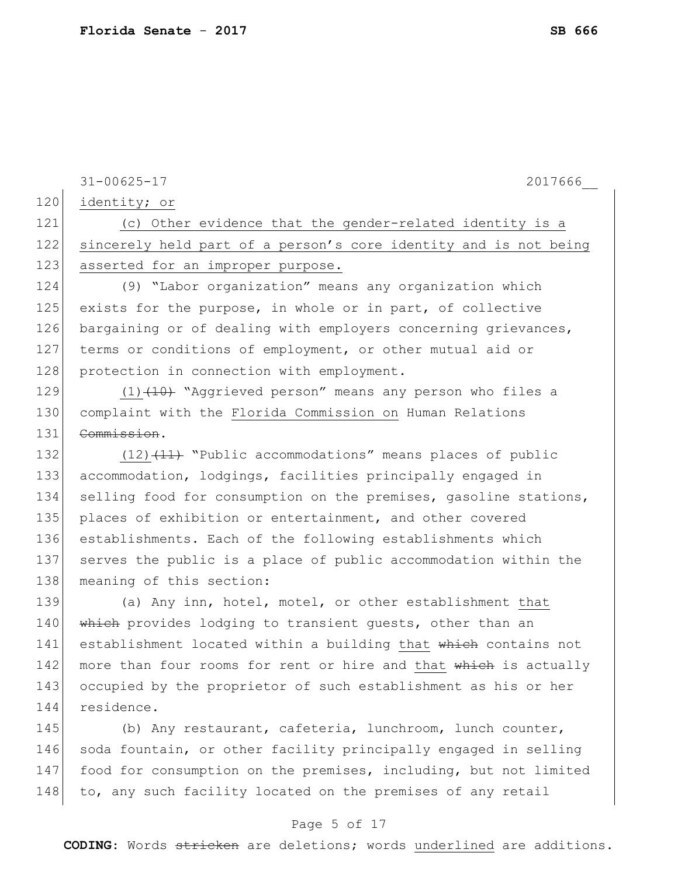31-00625-17 2017666__

120 identity; or

121 (c) Other evidence that the gender-related identity is a
122 sincerely held part of a person's core identity and is not being
123 asserted for an improper purpose.

124 (9) "Labor organization" means any organization which
125 exists for the purpose, in whole or in part, of collective
126 bargaining or of dealing with employers concerning grievances,
127 terms or conditions of employment, or other mutual aid or
128 protection in connection with employment.

129 (1)~~(10)~~ "Aggrieved person" means any person who files a
130 complaint with the Florida Commission on Human Relations
131 ~~Commission~~.

132 (12)~~(11)~~ "Public accommodations" means places of public
133 accommodation, lodgings, facilities principally engaged in
134 selling food for consumption on the premises, gasoline stations,
135 places of exhibition or entertainment, and other covered
136 establishments. Each of the following establishments which
137 serves the public is a place of public accommodation within the
138 meaning of this section:

139 (a) Any inn, hotel, motel, or other establishment that
140 ~~which~~ provides lodging to transient guests, other than an
141 establishment located within a building that ~~which~~ contains not
142 more than four rooms for rent or hire and that ~~which~~ is actually
143 occupied by the proprietor of such establishment as his or her
144 residence.

145 (b) Any restaurant, cafeteria, lunchroom, lunch counter,
146 soda fountain, or other facility principally engaged in selling
147 food for consumption on the premises, including, but not limited
148 to, any such facility located on the premises of any retail

**CODING:** Words ~~stricken~~ are deletions; words underlined are additions.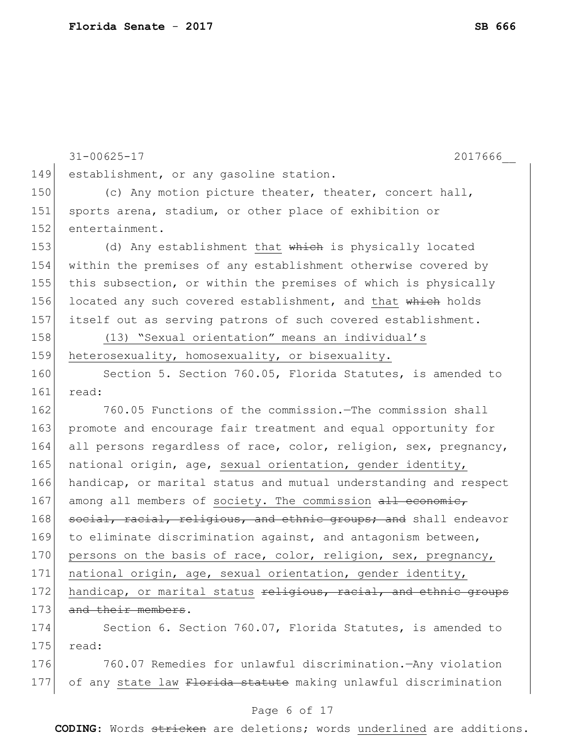establishment, or any gasoline station.

(c) Any motion picture theater, theater, concert hall, sports arena, stadium, or other place of exhibition or entertainment.

(d) Any establishment <u>that</u> ~~which~~ is physically located within the premises of any establishment otherwise covered by this subsection, or within the premises of which is physically located any such covered establishment, and <u>that</u> ~~which~~ holds itself out as serving patrons of such covered establishment.

<u>(13) "Sexual orientation" means an individual's heterosexuality, homosexuality, or bisexuality.</u>

Section 5. Section 760.05, Florida Statutes, is amended to read:

760.05 Functions of the commission.—The commission shall promote and encourage fair treatment and equal opportunity for all persons regardless of race, color, religion, sex, pregnancy, national origin, age, <u>sexual orientation, gender identity,</u> handicap, or marital status and mutual understanding and respect among all members of <u>society. The commission</u> ~~all economic, social, racial, religious, and ethnic groups; and~~ shall endeavor to eliminate discrimination against, and antagonism between, <u>persons on the basis of race, color, religion, sex, pregnancy, national origin, age, sexual orientation, gender identity, handicap, or marital status</u> ~~religious, racial, and ethnic groups and their members~~.

Section 6. Section 760.07, Florida Statutes, is amended to read:

760.07 Remedies for unlawful discrimination.—Any violation of any <u>state law</u> ~~Florida statute~~ making unlawful discrimination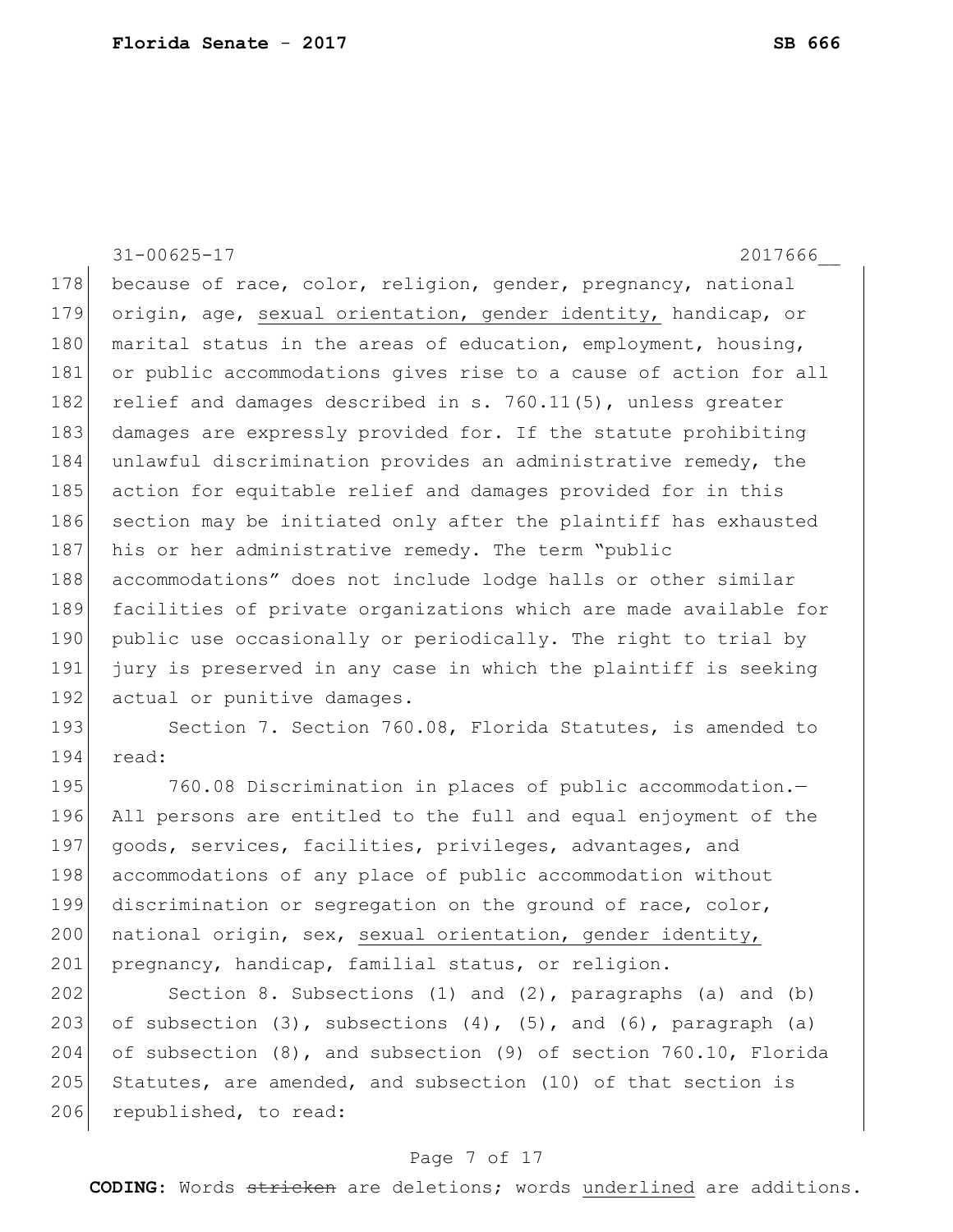because of race, color, religion, gender, pregnancy, national origin, age, <u>sexual orientation, gender identity,</u> handicap, or marital status in the areas of education, employment, housing, or public accommodations gives rise to a cause of action for all relief and damages described in s. 760.11(5), unless greater damages are expressly provided for. If the statute prohibiting unlawful discrimination provides an administrative remedy, the action for equitable relief and damages provided for in this section may be initiated only after the plaintiff has exhausted his or her administrative remedy. The term "public accommodations" does not include lodge halls or other similar facilities of private organizations which are made available for public use occasionally or periodically. The right to trial by jury is preserved in any case in which the plaintiff is seeking actual or punitive damages.

Section 7. Section 760.08, Florida Statutes, is amended to read:

760.08 Discrimination in places of public accommodation.—All persons are entitled to the full and equal enjoyment of the goods, services, facilities, privileges, advantages, and accommodations of any place of public accommodation without discrimination or segregation on the ground of race, color, national origin, sex, <u>sexual orientation, gender identity,</u> pregnancy, handicap, familial status, or religion.

Section 8. Subsections (1) and (2), paragraphs (a) and (b) of subsection (3), subsections (4), (5), and (6), paragraph (a) of subsection (8), and subsection (9) of section 760.10, Florida Statutes, are amended, and subsection (10) of that section is republished, to read: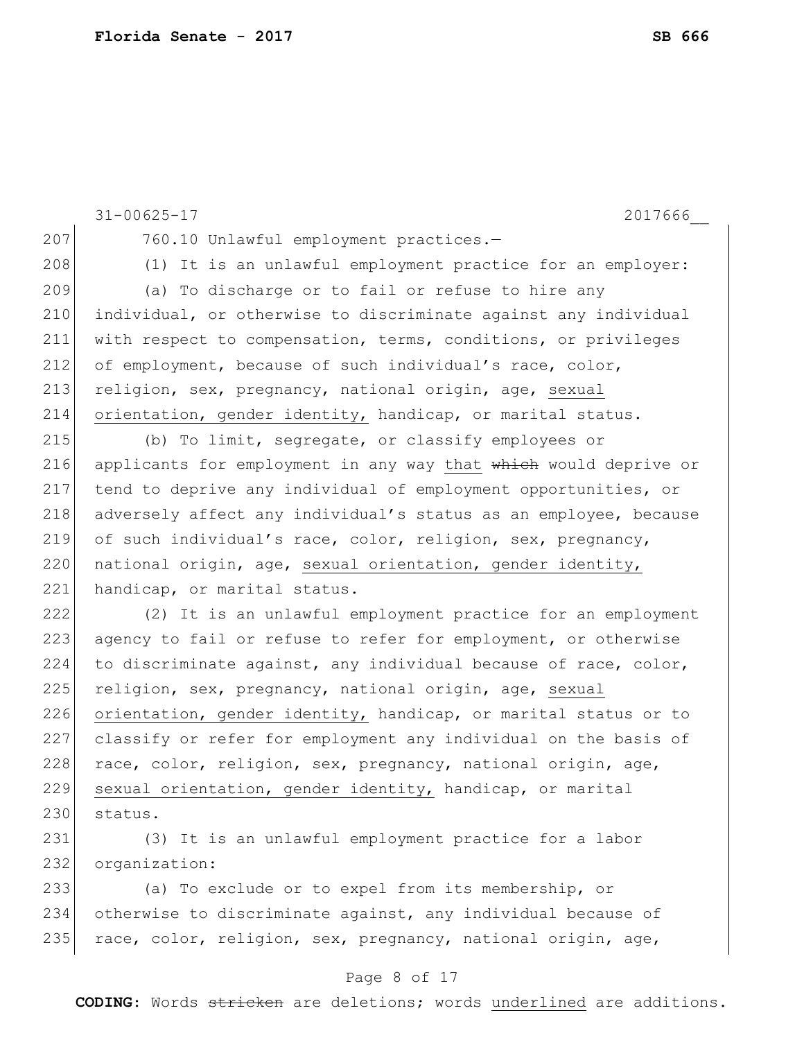760.10 Unlawful employment practices.—

(1) It is an unlawful employment practice for an employer:

(a) To discharge or to fail or refuse to hire any individual, or otherwise to discriminate against any individual with respect to compensation, terms, conditions, or privileges of employment, because of such individual's race, color, religion, sex, pregnancy, national origin, age, <u>sexual orientation, gender identity,</u> handicap, or marital status.

(b) To limit, segregate, or classify employees or applicants for employment in any way <u>that</u> ~~which~~ would deprive or tend to deprive any individual of employment opportunities, or adversely affect any individual's status as an employee, because of such individual's race, color, religion, sex, pregnancy, national origin, age, <u>sexual orientation, gender identity,</u> handicap, or marital status.

(2) It is an unlawful employment practice for an employment agency to fail or refuse to refer for employment, or otherwise to discriminate against, any individual because of race, color, religion, sex, pregnancy, national origin, age, <u>sexual orientation, gender identity,</u> handicap, or marital status or to classify or refer for employment any individual on the basis of race, color, religion, sex, pregnancy, national origin, age, <u>sexual orientation, gender identity,</u> handicap, or marital status.

(3) It is an unlawful employment practice for a labor organization:

(a) To exclude or to expel from its membership, or otherwise to discriminate against, any individual because of race, color, religion, sex, pregnancy, national origin, age,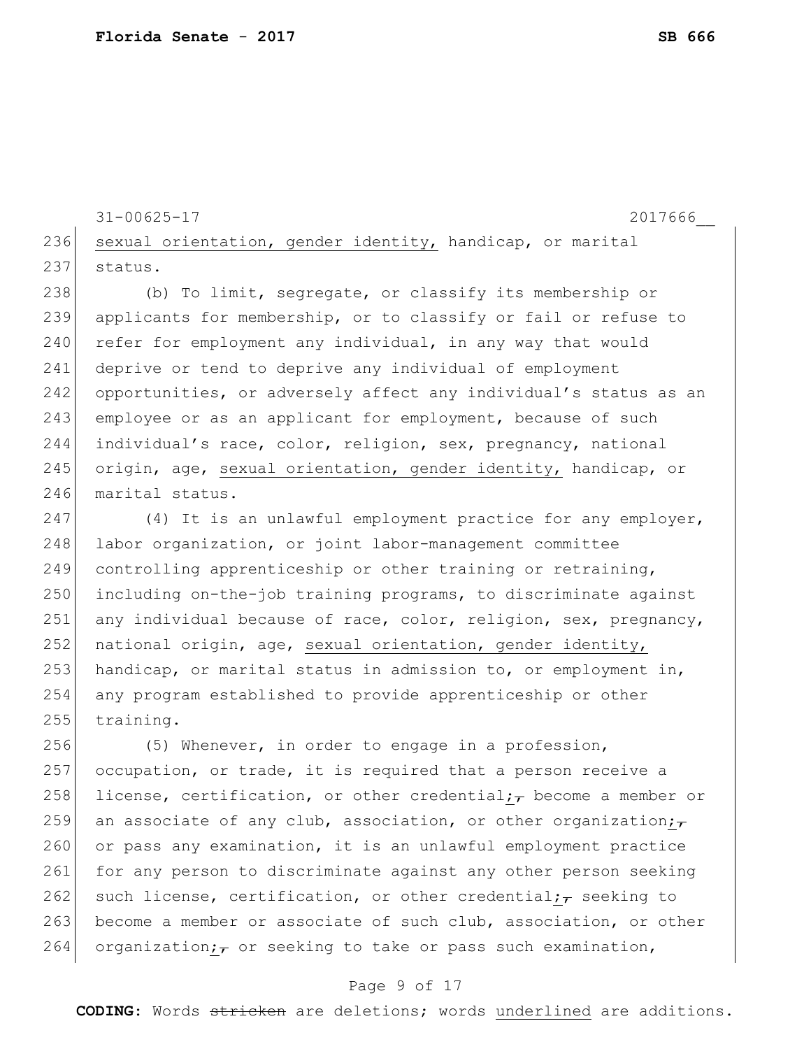31-00625-17 2017666__

236 <u>sexual orientation, gender identity,</u> handicap, or marital
237 status.

238 (b) To limit, segregate, or classify its membership or
239 applicants for membership, or to classify or fail or refuse to
240 refer for employment any individual, in any way that would
241 deprive or tend to deprive any individual of employment
242 opportunities, or adversely affect any individual's status as an
243 employee or as an applicant for employment, because of such
244 individual's race, color, religion, sex, pregnancy, national
245 origin, age, <u>sexual orientation, gender identity,</u> handicap, or
246 marital status.

247 (4) It is an unlawful employment practice for any employer,
248 labor organization, or joint labor-management committee
249 controlling apprenticeship or other training or retraining,
250 including on-the-job training programs, to discriminate against
251 any individual because of race, color, religion, sex, pregnancy,
252 national origin, age, <u>sexual orientation, gender identity,</u>
253 handicap, or marital status in admission to, or employment in,
254 any program established to provide apprenticeship or other
255 training.

256 (5) Whenever, in order to engage in a profession,
257 occupation, or trade, it is required that a person receive a
258 license, certification, or other credential<u>;</u> ~~,~~ become a member or
259 an associate of any club, association, or other organization<u>;</u> ~~,~~
260 or pass any examination, it is an unlawful employment practice
261 for any person to discriminate against any other person seeking
262 such license, certification, or other credential<u>;</u> ~~,~~ seeking to
263 become a member or associate of such club, association, or other
264 organization<u>;</u> ~~,~~ or seeking to take or pass such examination,

**CODING:** Words ~~stricken~~ are deletions; words <u>underlined</u> are additions.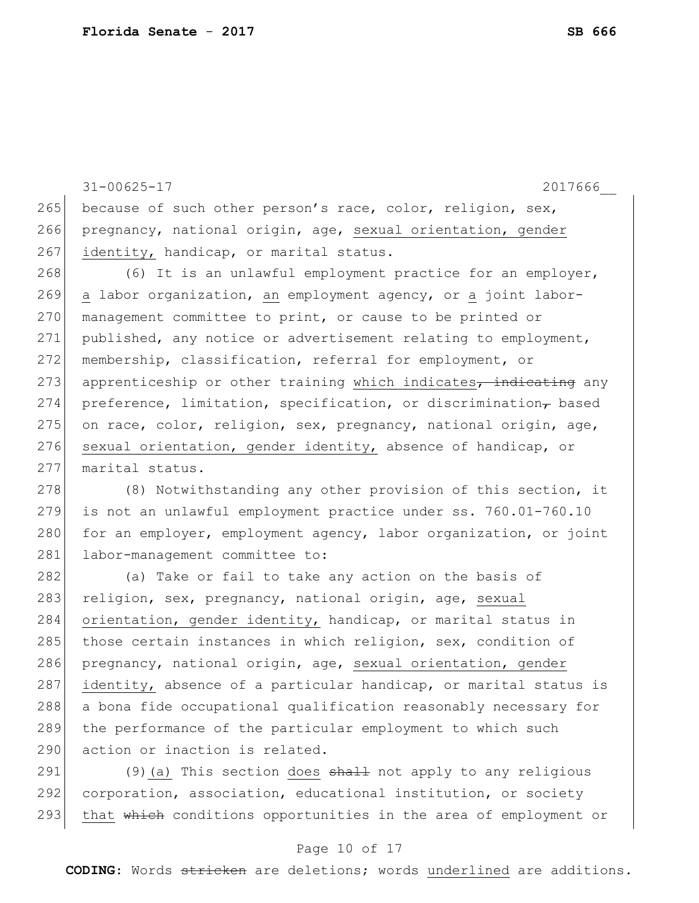because of such other person's race, color, religion, sex, pregnancy, national origin, age, <u>sexual orientation, gender identity,</u> handicap, or marital status.

(6) It is an unlawful employment practice for an employer, <u>a</u> labor organization, <u>an</u> employment agency, or <u>a</u> joint labor-management committee to print, or cause to be printed or published, any notice or advertisement relating to employment, membership, classification, referral for employment, or apprenticeship or other training <u>which indicates</u>~~, indicating~~ any preference, limitation, specification, or discrimination~~,~~ based on race, color, religion, sex, pregnancy, national origin, age, <u>sexual orientation, gender identity,</u> absence of handicap, or marital status.

(8) Notwithstanding any other provision of this section, it is not an unlawful employment practice under ss. 760.01-760.10 for an employer, employment agency, labor organization, or joint labor-management committee to:

(a) Take or fail to take any action on the basis of religion, sex, pregnancy, national origin, age, <u>sexual orientation, gender identity,</u> handicap, or marital status in those certain instances in which religion, sex, condition of pregnancy, national origin, age, <u>sexual orientation, gender identity,</u> absence of a particular handicap, or marital status is a bona fide occupational qualification reasonably necessary for the performance of the particular employment to which such action or inaction is related.

(9)<u>(a)</u> This section <u>does</u> ~~shall~~ not apply to any religious corporation, association, educational institution, or society <u>that</u> ~~which~~ conditions opportunities in the area of employment or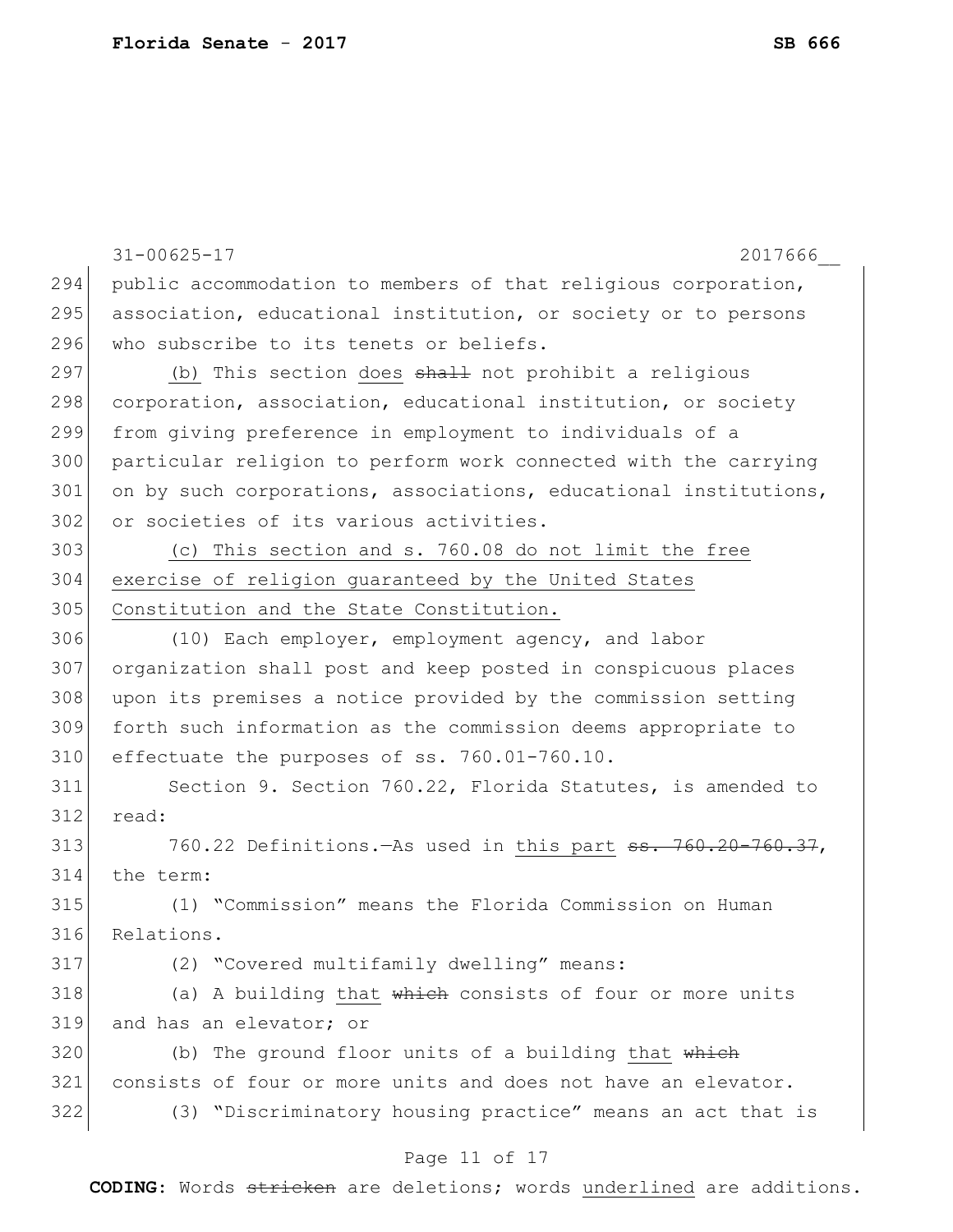public accommodation to members of that religious corporation, association, educational institution, or society or to persons who subscribe to its tenets or beliefs.

(b) This section <u>does</u> ~~shall~~ not prohibit a religious corporation, association, educational institution, or society from giving preference in employment to individuals of a particular religion to perform work connected with the carrying on by such corporations, associations, educational institutions, or societies of its various activities.

<u>(c) This section and s. 760.08 do not limit the free exercise of religion guaranteed by the United States Constitution and the State Constitution.</u>

(10) Each employer, employment agency, and labor organization shall post and keep posted in conspicuous places upon its premises a notice provided by the commission setting forth such information as the commission deems appropriate to effectuate the purposes of ss. 760.01-760.10.

Section 9. Section 760.22, Florida Statutes, is amended to read:

760.22 Definitions.—As used in <u>this part</u> ~~ss. 760.20-760.37~~, the term:

(1) "Commission" means the Florida Commission on Human Relations.

(2) "Covered multifamily dwelling" means:

(a) A building <u>that</u> ~~which~~ consists of four or more units and has an elevator; or

(b) The ground floor units of a building <u>that</u> ~~which~~ consists of four or more units and does not have an elevator.

(3) "Discriminatory housing practice" means an act that is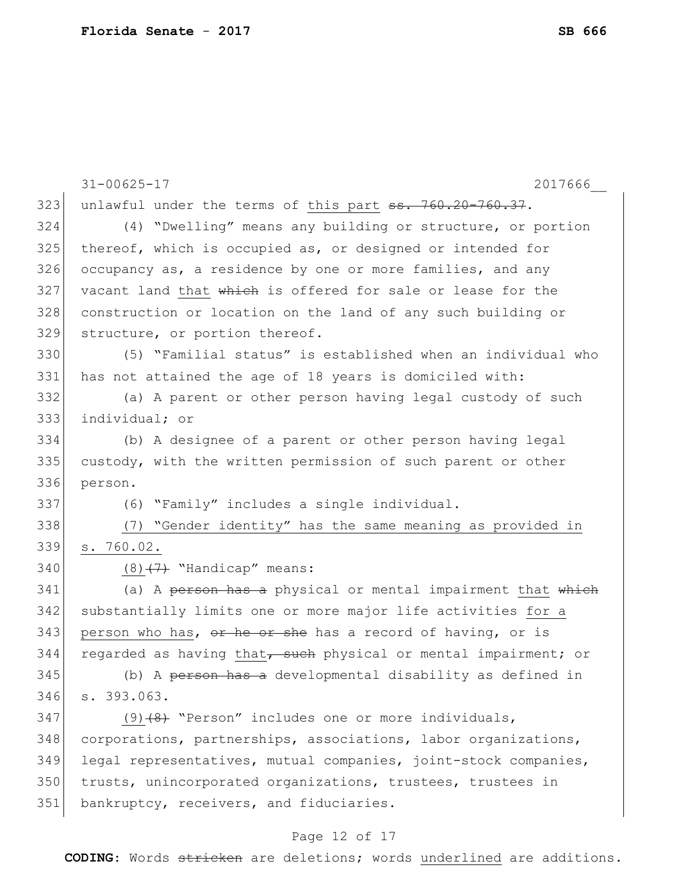unlawful under the terms of <u>this part</u> ~~ss. 760.20-760.37~~.

(4) "Dwelling" means any building or structure, or portion thereof, which is occupied as, or designed or intended for occupancy as, a residence by one or more families, and any vacant land <u>that</u> ~~which~~ is offered for sale or lease for the construction or location on the land of any such building or structure, or portion thereof.

(5) "Familial status" is established when an individual who has not attained the age of 18 years is domiciled with:

(a) A parent or other person having legal custody of such individual; or

(b) A designee of a parent or other person having legal custody, with the written permission of such parent or other person.

(6) "Family" includes a single individual.

<u>(7) "Gender identity" has the same meaning as provided in s. 760.02.</u>

<u>(8)</u>~~(7)~~ "Handicap" means:

(a) A ~~person has a~~ physical or mental impairment <u>that</u> ~~which~~ substantially limits one or more major life activities <u>for a person who has</u>, ~~or he or she~~ has a record of having, or is regarded as having <u>that</u>~~, such~~ physical or mental impairment; or

(b) A ~~person has a~~ developmental disability as defined in s. 393.063.

<u>(9)</u>~~(8)~~ "Person" includes one or more individuals, corporations, partnerships, associations, labor organizations, legal representatives, mutual companies, joint-stock companies, trusts, unincorporated organizations, trustees, trustees in bankruptcy, receivers, and fiduciaries.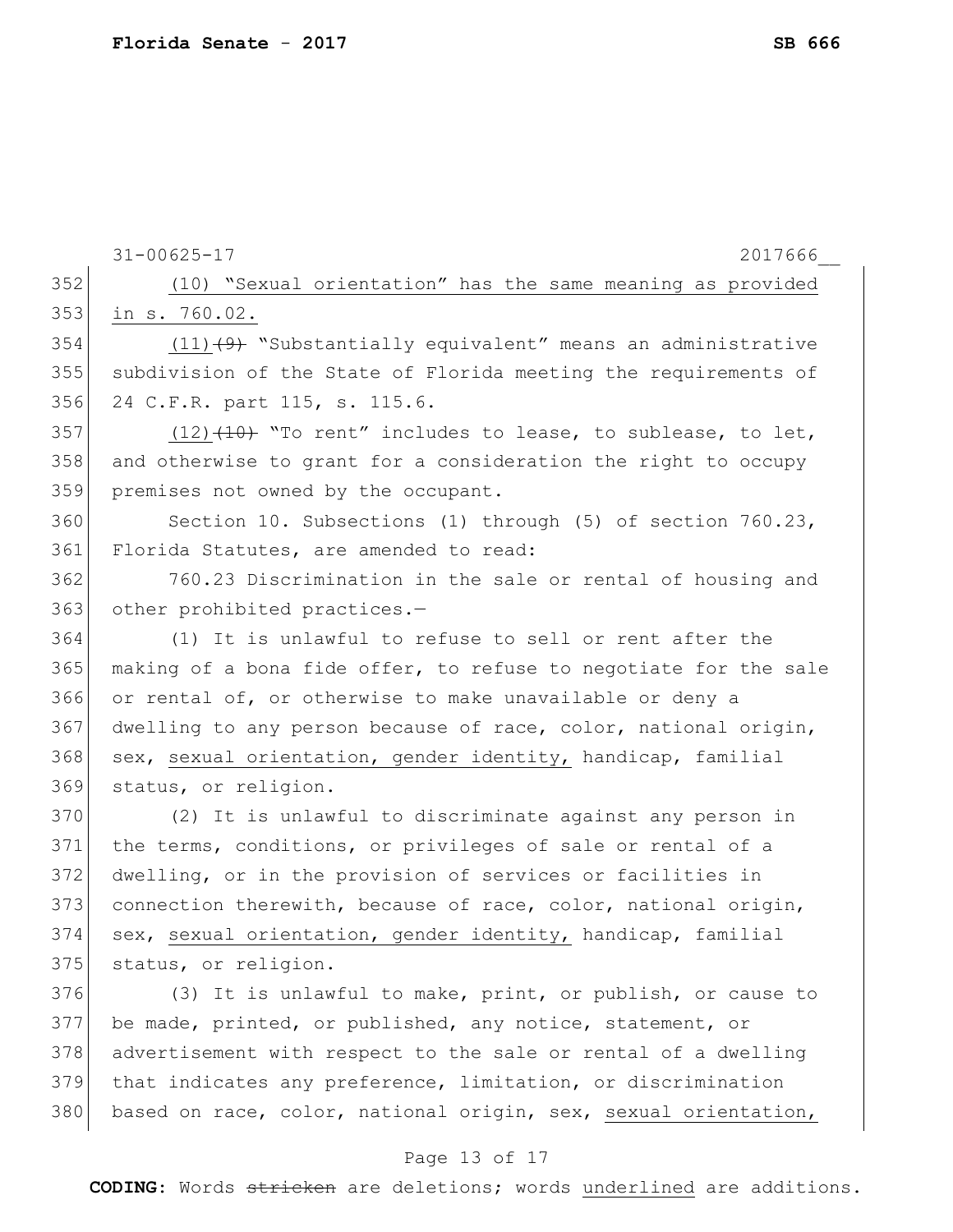(10) "Sexual orientation" has the same meaning as provided in s. 760.02.

(11)~~(9)~~ "Substantially equivalent" means an administrative subdivision of the State of Florida meeting the requirements of 24 C.F.R. part 115, s. 115.6.

(12)~~(10)~~ "To rent" includes to lease, to sublease, to let, and otherwise to grant for a consideration the right to occupy premises not owned by the occupant.

Section 10. Subsections (1) through (5) of section 760.23, Florida Statutes, are amended to read:

760.23 Discrimination in the sale or rental of housing and other prohibited practices.—

(1) It is unlawful to refuse to sell or rent after the making of a bona fide offer, to refuse to negotiate for the sale or rental of, or otherwise to make unavailable or deny a dwelling to any person because of race, color, national origin, sex, sexual orientation, gender identity, handicap, familial status, or religion.

(2) It is unlawful to discriminate against any person in the terms, conditions, or privileges of sale or rental of a dwelling, or in the provision of services or facilities in connection therewith, because of race, color, national origin, sex, sexual orientation, gender identity, handicap, familial status, or religion.

(3) It is unlawful to make, print, or publish, or cause to be made, printed, or published, any notice, statement, or advertisement with respect to the sale or rental of a dwelling that indicates any preference, limitation, or discrimination based on race, color, national origin, sex, sexual orientation,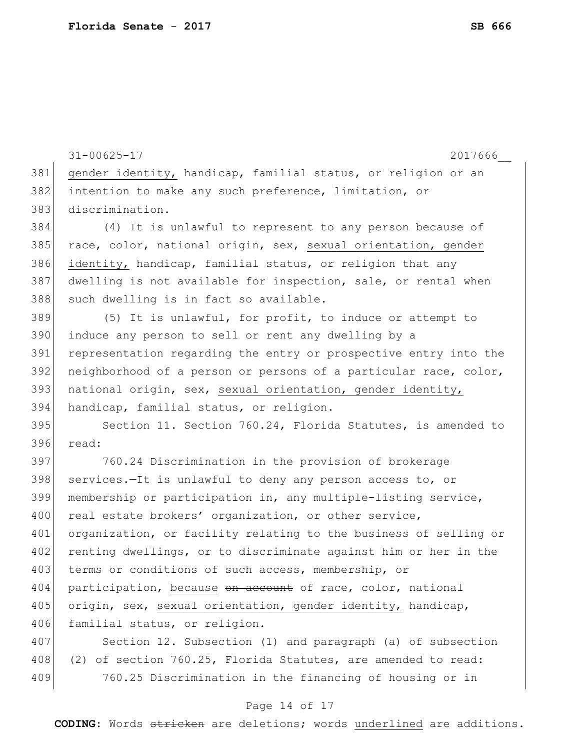gender identity, handicap, familial status, or religion or an intention to make any such preference, limitation, or discrimination.

(4) It is unlawful to represent to any person because of race, color, national origin, sex, sexual orientation, gender identity, handicap, familial status, or religion that any dwelling is not available for inspection, sale, or rental when such dwelling is in fact so available.

(5) It is unlawful, for profit, to induce or attempt to induce any person to sell or rent any dwelling by a representation regarding the entry or prospective entry into the neighborhood of a person or persons of a particular race, color, national origin, sex, sexual orientation, gender identity, handicap, familial status, or religion.

Section 11. Section 760.24, Florida Statutes, is amended to read:

760.24 Discrimination in the provision of brokerage services.—It is unlawful to deny any person access to, or membership or participation in, any multiple-listing service, real estate brokers' organization, or other service, organization, or facility relating to the business of selling or renting dwellings, or to discriminate against him or her in the terms or conditions of such access, membership, or participation, because ~~on account~~ of race, color, national origin, sex, sexual orientation, gender identity, handicap, familial status, or religion.

Section 12. Subsection (1) and paragraph (a) of subsection (2) of section 760.25, Florida Statutes, are amended to read:

760.25 Discrimination in the financing of housing or in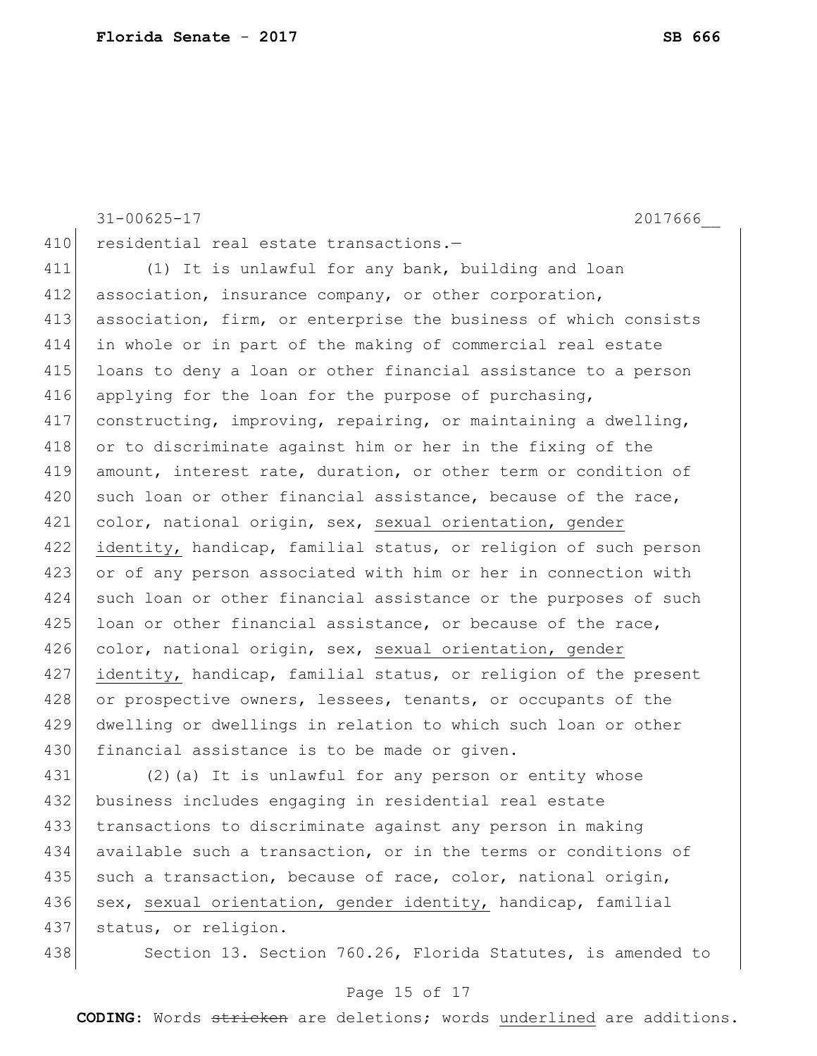residential real estate transactions.—

(1) It is unlawful for any bank, building and loan association, insurance company, or other corporation, association, firm, or enterprise the business of which consists in whole or in part of the making of commercial real estate loans to deny a loan or other financial assistance to a person applying for the loan for the purpose of purchasing, constructing, improving, repairing, or maintaining a dwelling, or to discriminate against him or her in the fixing of the amount, interest rate, duration, or other term or condition of such loan or other financial assistance, because of the race, color, national origin, sex, <u>sexual orientation, gender identity,</u> handicap, familial status, or religion of such person or of any person associated with him or her in connection with such loan or other financial assistance or the purposes of such loan or other financial assistance, or because of the race, color, national origin, sex, <u>sexual orientation, gender identity,</u> handicap, familial status, or religion of the present or prospective owners, lessees, tenants, or occupants of the dwelling or dwellings in relation to which such loan or other financial assistance is to be made or given.

(2)(a) It is unlawful for any person or entity whose business includes engaging in residential real estate transactions to discriminate against any person in making available such a transaction, or in the terms or conditions of such a transaction, because of race, color, national origin, sex, <u>sexual orientation, gender identity,</u> handicap, familial status, or religion.

Section 13. Section 760.26, Florida Statutes, is amended to

**CODING:** Words ~~stricken~~ are deletions; words <u>underlined</u> are additions.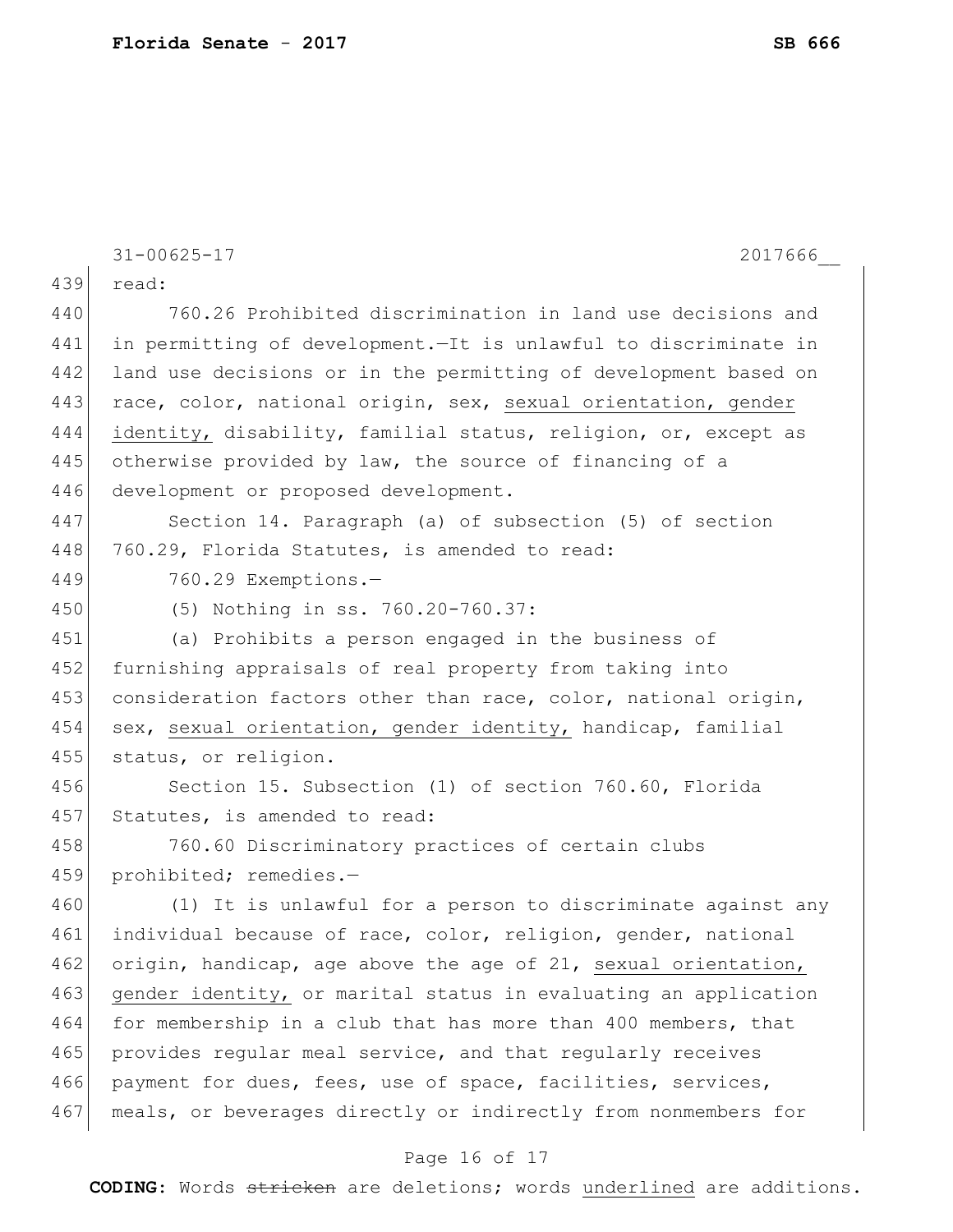read:

760.26 Prohibited discrimination in land use decisions and in permitting of development.—It is unlawful to discriminate in land use decisions or in the permitting of development based on race, color, national origin, sex, <u>sexual orientation, gender identity,</u> disability, familial status, religion, or, except as otherwise provided by law, the source of financing of a development or proposed development.

Section 14. Paragraph (a) of subsection (5) of section 760.29, Florida Statutes, is amended to read:

760.29 Exemptions.—

(5) Nothing in ss. 760.20-760.37:

(a) Prohibits a person engaged in the business of furnishing appraisals of real property from taking into consideration factors other than race, color, national origin, sex, <u>sexual orientation, gender identity,</u> handicap, familial status, or religion.

Section 15. Subsection (1) of section 760.60, Florida Statutes, is amended to read:

760.60 Discriminatory practices of certain clubs prohibited; remedies.—

(1) It is unlawful for a person to discriminate against any individual because of race, color, religion, gender, national origin, handicap, age above the age of 21, <u>sexual orientation, gender identity,</u> or marital status in evaluating an application for membership in a club that has more than 400 members, that provides regular meal service, and that regularly receives payment for dues, fees, use of space, facilities, services, meals, or beverages directly or indirectly from nonmembers for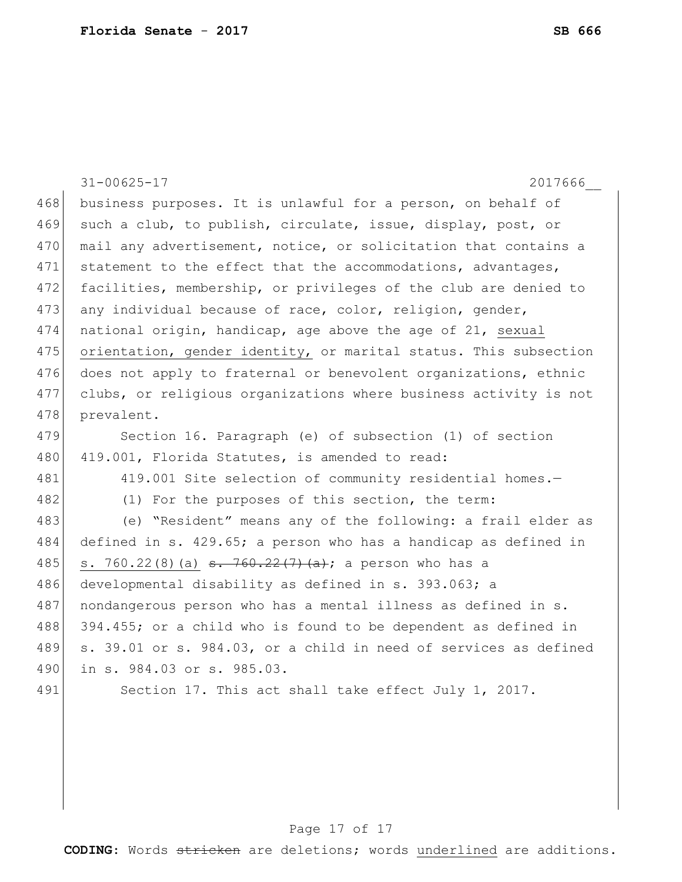business purposes. It is unlawful for a person, on behalf of such a club, to publish, circulate, issue, display, post, or mail any advertisement, notice, or solicitation that contains a statement to the effect that the accommodations, advantages, facilities, membership, or privileges of the club are denied to any individual because of race, color, religion, gender, national origin, handicap, age above the age of 21, sexual orientation, gender identity, or marital status. This subsection does not apply to fraternal or benevolent organizations, ethnic clubs, or religious organizations where business activity is not prevalent.

Section 16. Paragraph (e) of subsection (1) of section 419.001, Florida Statutes, is amended to read:

419.001 Site selection of community residential homes.—

(1) For the purposes of this section, the term:

(e) "Resident" means any of the following: a frail elder as defined in s. 429.65; a person who has a handicap as defined in s. 760.22(8)(a) ~~s. 760.22(7)(a)~~; a person who has a developmental disability as defined in s. 393.063; a nondangerous person who has a mental illness as defined in s. 394.455; or a child who is found to be dependent as defined in s. 39.01 or s. 984.03, or a child in need of services as defined in s. 984.03 or s. 985.03.

Section 17. This act shall take effect July 1, 2017.

**CODING:** Words ~~stricken~~ are deletions; words underlined are additions.